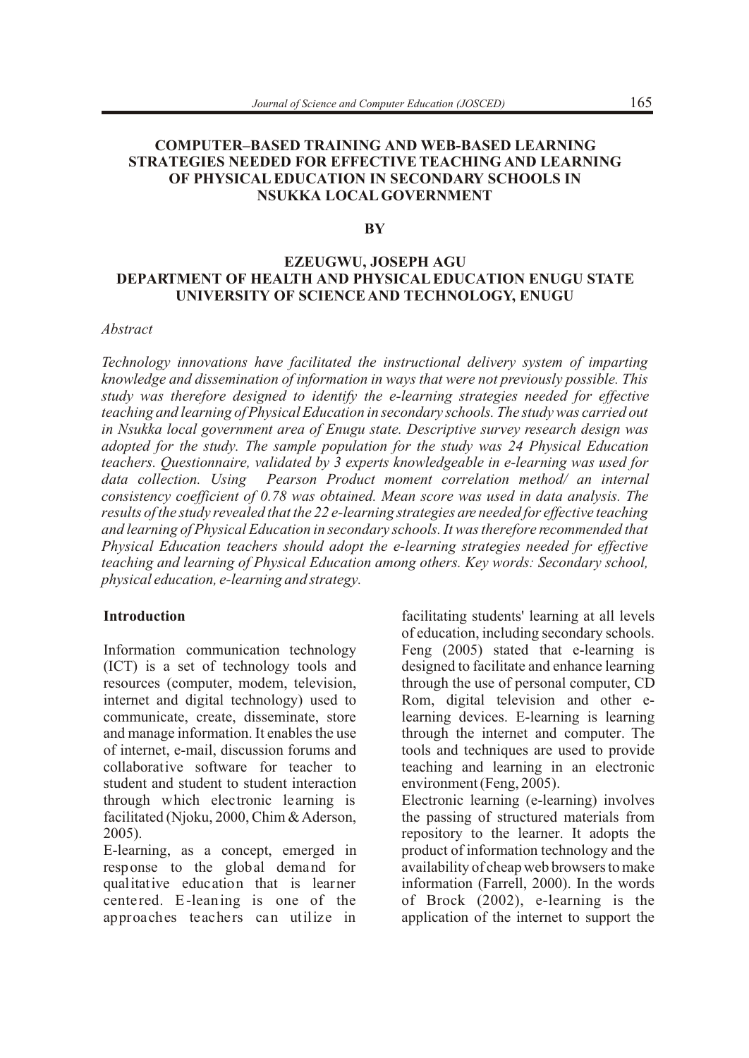# COMPUTER–BASED TRAINING AND WEB-BASED LEARNING STRATEGIES NEEDED FOR EFFECTIVE TEACHING AND LEARNING OF PHYSICAL EDUCATION IN SECONDARY SCHOOLS IN NSUKKA LOCAL GOVERNMENT

**BY**

**EZEUGWU, JOSEPH AGU**
**DEPARTMENT OF HEALTH AND PHYSICAL EDUCATION ENUGU STATE UNIVERSITY OF SCIENCE AND TECHNOLOGY, ENUGU**

*Abstract*

*Technology innovations have facilitated the instructional delivery system of imparting knowledge and dissemination of information in ways that were not previously possible. This study was therefore designed to identify the e-learning strategies needed for effective teaching and learning of Physical Education in secondary schools. The study was carried out in Nsukka local government area of Enugu state. Descriptive survey research design was adopted for the study. The sample population for the study was 24 Physical Education teachers. Questionnaire, validated by 3 experts knowledgeable in e-learning was used for data collection. Using Pearson Product moment correlation method/ an internal consistency coefficient of 0.78 was obtained. Mean score was used in data analysis. The results of the study revealed that the 22 e-learning strategies are needed for effective teaching and learning of Physical Education in secondary schools. It was therefore recommended that Physical Education teachers should adopt the e-learning strategies needed for effective teaching and learning of Physical Education among others. Key words: Secondary school, physical education, e-learning and strategy.*

## Introduction

Information communication technology (ICT) is a set of technology tools and resources (computer, modem, television, internet and digital technology) used to communicate, create, disseminate, store and manage information. It enables the use of internet, e-mail, discussion forums and collaborative software for teacher to student and student to student interaction through which electronic learning is facilitated (Njoku, 2000, Chim & Aderson, 2005).

E-learning, as a concept, emerged in response to the global demand for qualitative education that is learner centered. E-leaning is one of the approaches teachers can utilize in facilitating students' learning at all levels of education, including secondary schools. Feng (2005) stated that e-learning is designed to facilitate and enhance learning through the use of personal computer, CD Rom, digital television and other e-learning devices. E-learning is learning through the internet and computer. The tools and techniques are used to provide teaching and learning in an electronic environment (Feng, 2005).

Electronic learning (e-learning) involves the passing of structured materials from repository to the learner. It adopts the product of information technology and the availability of cheap web browsers to make information (Farrell, 2000). In the words of Brock (2002), e-learning is the application of the internet to support the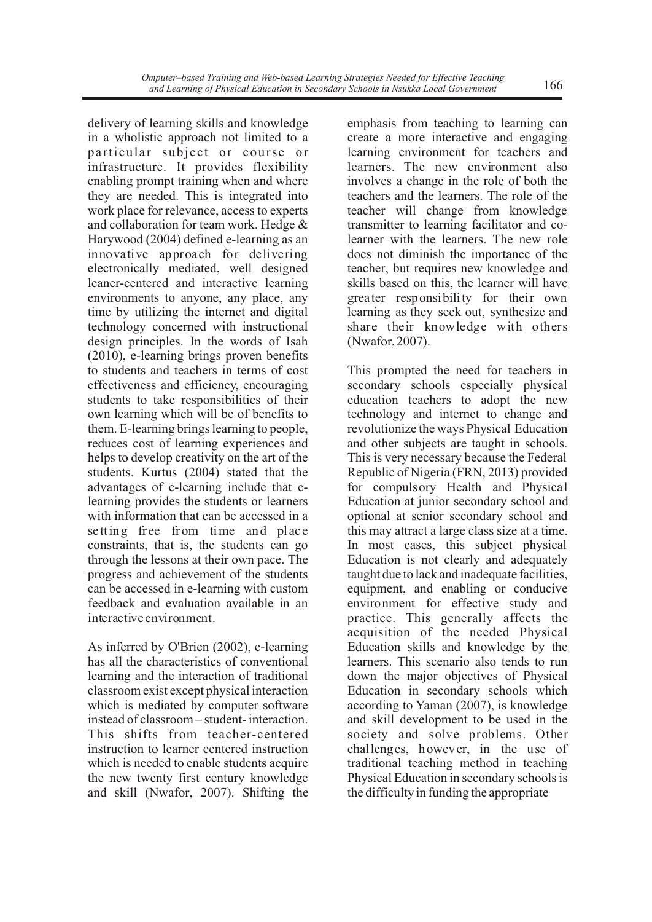delivery of learning skills and knowledge in a wholistic approach not limited to a particular subject or course or infrastructure. It provides flexibility enabling prompt training when and where they are needed. This is integrated into work place for relevance, access to experts and collaboration for team work. Hedge & Harywood (2004) defined e-learning as an innovative approach for delivering electronically mediated, well designed leaner-centered and interactive learning environments to anyone, any place, any time by utilizing the internet and digital technology concerned with instructional design principles. In the words of Isah (2010), e-learning brings proven benefits to students and teachers in terms of cost effectiveness and efficiency, encouraging students to take responsibilities of their own learning which will be of benefits to them. E-learning brings learning to people, reduces cost of learning experiences and helps to develop creativity on the art of the students. Kurtus (2004) stated that the advantages of e-learning include that e-learning provides the students or learners with information that can be accessed in a setting free from time and place constraints, that is, the students can go through the lessons at their own pace. The progress and achievement of the students can be accessed in e-learning with custom feedback and evaluation available in an interactive environment.

As inferred by O'Brien (2002), e-learning has all the characteristics of conventional learning and the interaction of traditional classroom exist except physical interaction which is mediated by computer software instead of classroom – student- interaction. This shifts from teacher-centered instruction to learner centered instruction which is needed to enable students acquire the new twenty first century knowledge and skill (Nwafor, 2007). Shifting the emphasis from teaching to learning can create a more interactive and engaging learning environment for teachers and learners. The new environment also involves a change in the role of both the teachers and the learners. The role of the teacher will change from knowledge transmitter to learning facilitator and co-learner with the learners. The new role does not diminish the importance of the teacher, but requires new knowledge and skills based on this, the learner will have greater responsibility for their own learning as they seek out, synthesize and share their knowledge with others (Nwafor, 2007).

This prompted the need for teachers in secondary schools especially physical education teachers to adopt the new technology and internet to change and revolutionize the ways Physical Education and other subjects are taught in schools. This is very necessary because the Federal Republic of Nigeria (FRN, 2013) provided for compulsory Health and Physical Education at junior secondary school and optional at senior secondary school and this may attract a large class size at a time. In most cases, this subject physical Education is not clearly and adequately taught due to lack and inadequate facilities, equipment, and enabling or conducive environment for effective study and practice. This generally affects the acquisition of the needed Physical Education skills and knowledge by the learners. This scenario also tends to run down the major objectives of Physical Education in secondary schools which according to Yaman (2007), is knowledge and skill development to be used in the society and solve problems. Other challenges, however, in the use of traditional teaching method in teaching Physical Education in secondary schools is the difficulty in funding the appropriate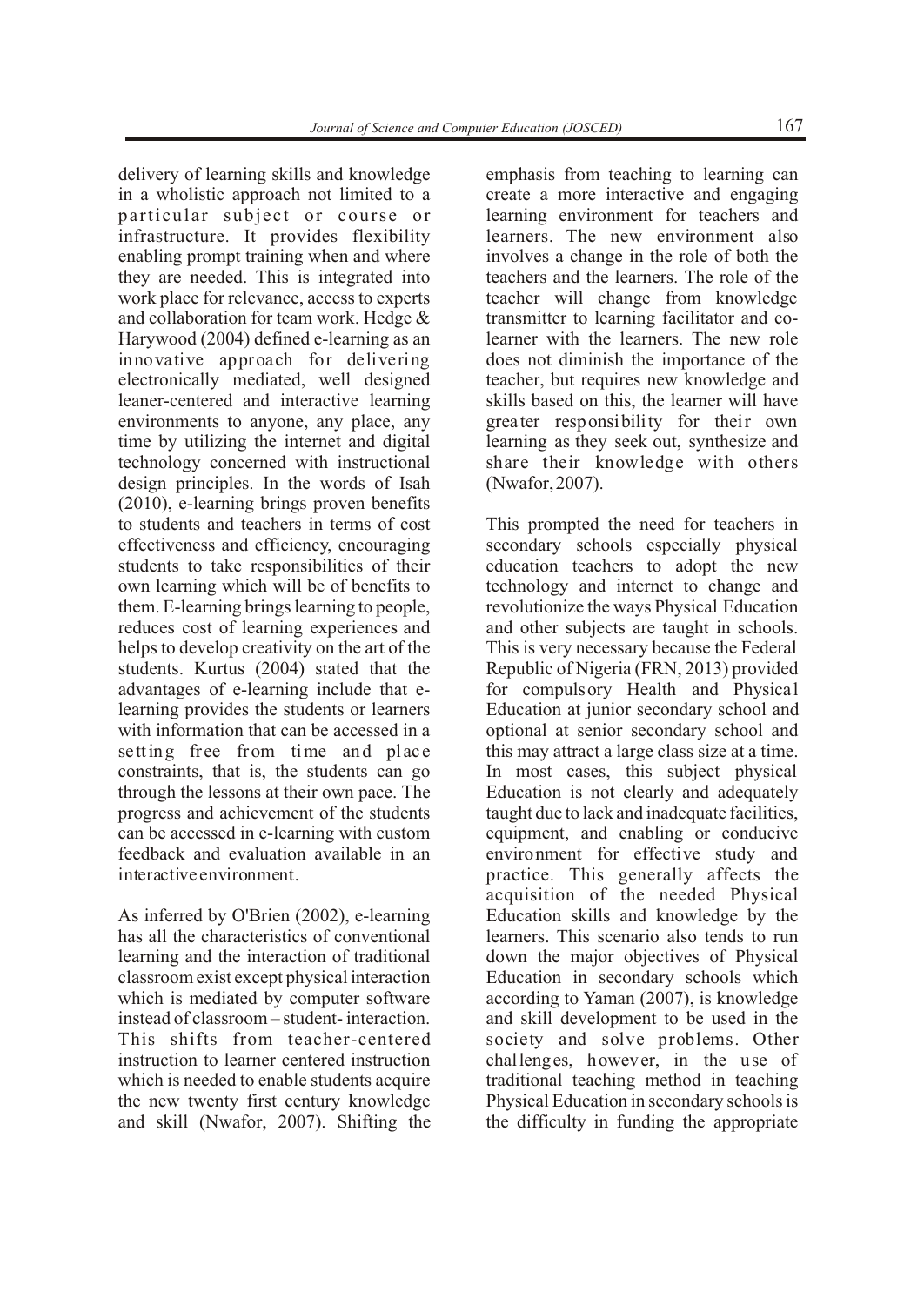delivery of learning skills and knowledge in a wholistic approach not limited to a particular subject or course or infrastructure. It provides flexibility enabling prompt training when and where they are needed. This is integrated into work place for relevance, access to experts and collaboration for team work. Hedge & Harywood (2004) defined e-learning as an innovative approach for delivering electronically mediated, well designed leaner-centered and interactive learning environments to anyone, any place, any time by utilizing the internet and digital technology concerned with instructional design principles. In the words of Isah (2010), e-learning brings proven benefits to students and teachers in terms of cost effectiveness and efficiency, encouraging students to take responsibilities of their own learning which will be of benefits to them. E-learning brings learning to people, reduces cost of learning experiences and helps to develop creativity on the art of the students. Kurtus (2004) stated that the advantages of e-learning include that e-learning provides the students or learners with information that can be accessed in a setting free from time and place constraints, that is, the students can go through the lessons at their own pace. The progress and achievement of the students can be accessed in e-learning with custom feedback and evaluation available in an interactive environment.

As inferred by O'Brien (2002), e-learning has all the characteristics of conventional learning and the interaction of traditional classroom exist except physical interaction which is mediated by computer software instead of classroom – student- interaction. This shifts from teacher-centered instruction to learner centered instruction which is needed to enable students acquire the new twenty first century knowledge and skill (Nwafor, 2007). Shifting the emphasis from teaching to learning can create a more interactive and engaging learning environment for teachers and learners. The new environment also involves a change in the role of both the teachers and the learners. The role of the teacher will change from knowledge transmitter to learning facilitator and co-learner with the learners. The new role does not diminish the importance of the teacher, but requires new knowledge and skills based on this, the learner will have greater responsibility for their own learning as they seek out, synthesize and share their knowledge with others (Nwafor, 2007).

This prompted the need for teachers in secondary schools especially physical education teachers to adopt the new technology and internet to change and revolutionize the ways Physical Education and other subjects are taught in schools. This is very necessary because the Federal Republic of Nigeria (FRN, 2013) provided for compulsory Health and Physical Education at junior secondary school and optional at senior secondary school and this may attract a large class size at a time. In most cases, this subject physical Education is not clearly and adequately taught due to lack and inadequate facilities, equipment, and enabling or conducive environment for effective study and practice. This generally affects the acquisition of the needed Physical Education skills and knowledge by the learners. This scenario also tends to run down the major objectives of Physical Education in secondary schools which according to Yaman (2007), is knowledge and skill development to be used in the society and solve problems. Other challenges, however, in the use of traditional teaching method in teaching Physical Education in secondary schools is the difficulty in funding the appropriate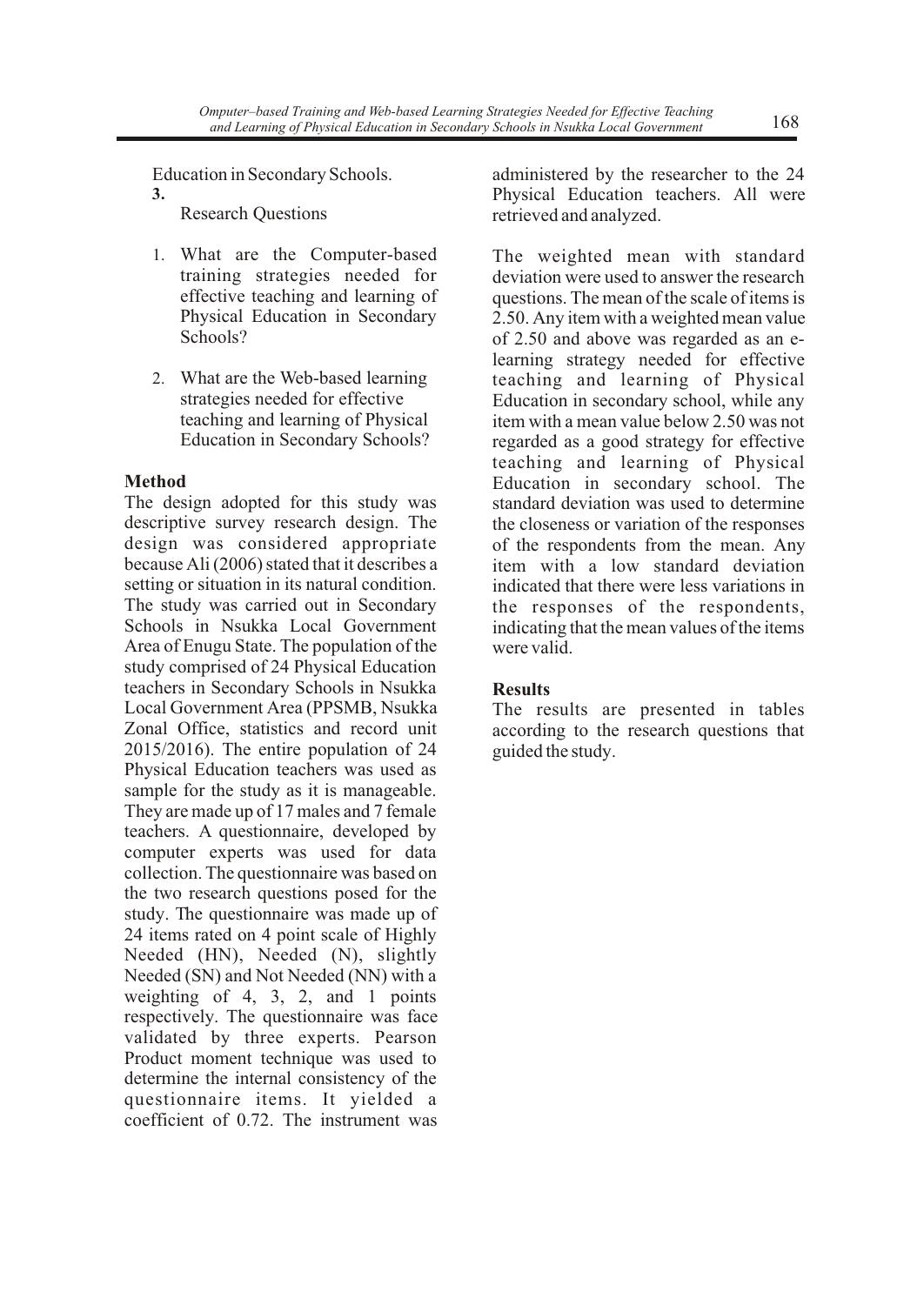Education in Secondary Schools.

**3.**

Research Questions

1. What are the Computer-based training strategies needed for effective teaching and learning of Physical Education in Secondary Schools?
2. What are the Web-based learning strategies needed for effective teaching and learning of Physical Education in Secondary Schools?

**Method**

The design adopted for this study was descriptive survey research design. The design was considered appropriate because Ali (2006) stated that it describes a setting or situation in its natural condition. The study was carried out in Secondary Schools in Nsukka Local Government Area of Enugu State. The population of the study comprised of 24 Physical Education teachers in Secondary Schools in Nsukka Local Government Area (PPSMB, Nsukka Zonal Office, statistics and record unit 2015/2016). The entire population of 24 Physical Education teachers was used as sample for the study as it is manageable. They are made up of 17 males and 7 female teachers. A questionnaire, developed by computer experts was used for data collection. The questionnaire was based on the two research questions posed for the study. The questionnaire was made up of 24 items rated on 4 point scale of Highly Needed (HN), Needed (N), slightly Needed (SN) and Not Needed (NN) with a weighting of 4, 3, 2, and 1 points respectively. The questionnaire was face validated by three experts. Pearson Product moment technique was used to determine the internal consistency of the questionnaire items. It yielded a coefficient of 0.72. The instrument was administered by the researcher to the 24 Physical Education teachers. All were retrieved and analyzed.

The weighted mean with standard deviation were used to answer the research questions. The mean of the scale of items is 2.50. Any item with a weighted mean value of 2.50 and above was regarded as an e-learning strategy needed for effective teaching and learning of Physical Education in secondary school, while any item with a mean value below 2.50 was not regarded as a good strategy for effective teaching and learning of Physical Education in secondary school. The standard deviation was used to determine the closeness or variation of the responses of the respondents from the mean. Any item with a low standard deviation indicated that there were less variations in the responses of the respondents, indicating that the mean values of the items were valid.

**Results**

The results are presented in tables according to the research questions that guided the study.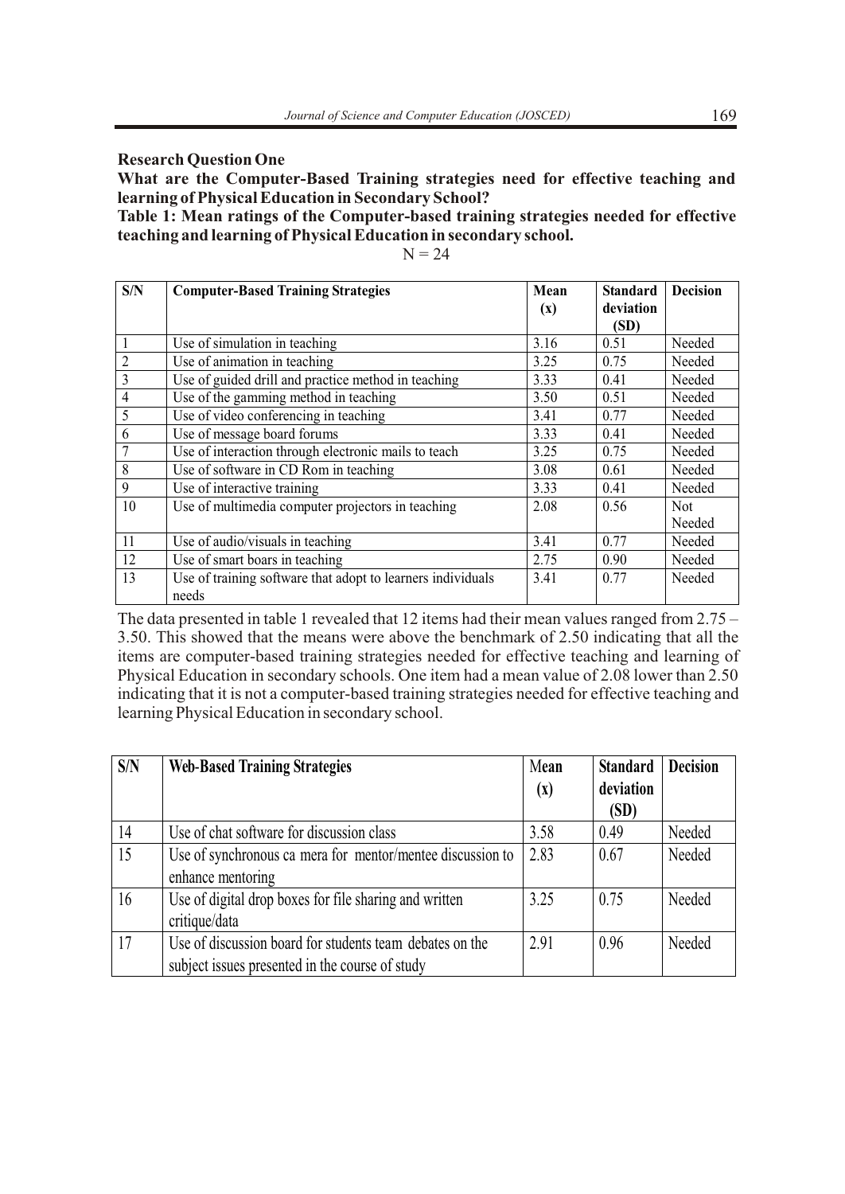**Research Question One**

**What are the Computer-Based Training strategies need for effective teaching and learning of Physical Education in Secondary School?**

**Table 1: Mean ratings of the Computer-based training strategies needed for effective teaching and learning of Physical Education in secondary school.**

N = 24

| S/N | Computer-Based Training Strategies | Mean (x) | Standard deviation (SD) | Decision |
|---|---|---|---|---|
| 1 | Use of simulation in teaching | 3.16 | 0.51 | Needed |
| 2 | Use of animation in teaching | 3.25 | 0.75 | Needed |
| 3 | Use of guided drill and practice method in teaching | 3.33 | 0.41 | Needed |
| 4 | Use of the gamming method in teaching | 3.50 | 0.51 | Needed |
| 5 | Use of video conferencing in teaching | 3.41 | 0.77 | Needed |
| 6 | Use of message board forums | 3.33 | 0.41 | Needed |
| 7 | Use of interaction through electronic mails to teach | 3.25 | 0.75 | Needed |
| 8 | Use of software in CD Rom in teaching | 3.08 | 0.61 | Needed |
| 9 | Use of interactive training | 3.33 | 0.41 | Needed |
| 10 | Use of multimedia computer projectors in teaching | 2.08 | 0.56 | Not Needed |
| 11 | Use of audio/visuals in teaching | 3.41 | 0.77 | Needed |
| 12 | Use of smart boars in teaching | 2.75 | 0.90 | Needed |
| 13 | Use of training software that adopt to learners individuals needs | 3.41 | 0.77 | Needed |

The data presented in table 1 revealed that 12 items had their mean values ranged from 2.75 – 3.50. This showed that the means were above the benchmark of 2.50 indicating that all the items are computer-based training strategies needed for effective teaching and learning of Physical Education in secondary schools. One item had a mean value of 2.08 lower than 2.50 indicating that it is not a computer-based training strategies needed for effective teaching and learning Physical Education in secondary school.

| S/N | Web-Based Training Strategies | Mean (x) | Standard deviation (SD) | Decision |
|---|---|---|---|---|
| 14 | Use of chat software for discussion class | 3.58 | 0.49 | Needed |
| 15 | Use of synchronous ca mera for mentor/mentee discussion to enhance mentoring | 2.83 | 0.67 | Needed |
| 16 | Use of digital drop boxes for file sharing and written critique/data | 3.25 | 0.75 | Needed |
| 17 | Use of discussion board for students team debates on the subject issues presented in the course of study | 2.91 | 0.96 | Needed |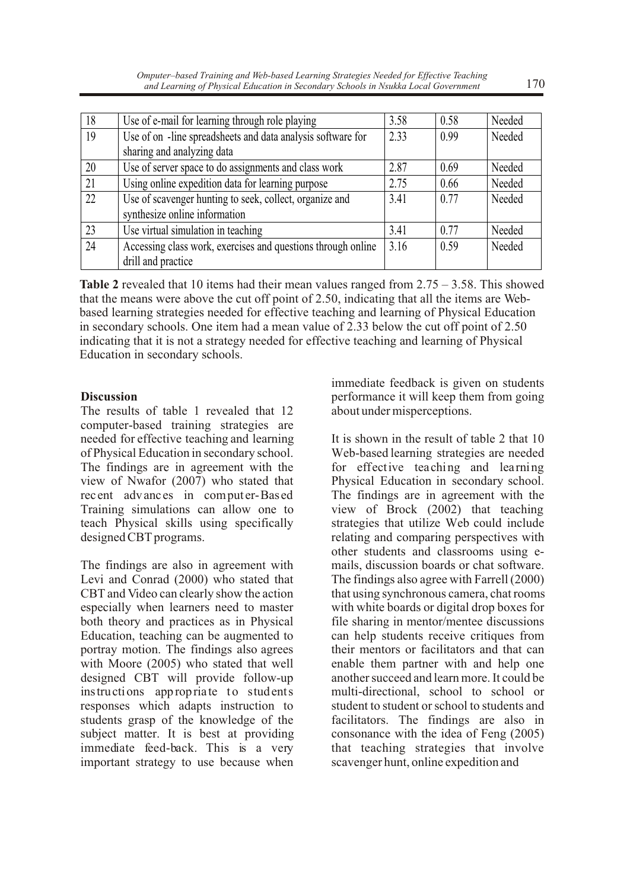| 18 | Use of e-mail for learning through role playing | 3.58 | 0.58 | Needed |
|---|---|---|---|---|
| 19 | Use of on -line spreadsheets and data analysis software for sharing and analyzing data | 2.33 | 0.99 | Needed |
| 20 | Use of server space to do assignments and class work | 2.87 | 0.69 | Needed |
| 21 | Using online expedition data for learning purpose | 2.75 | 0.66 | Needed |
| 22 | Use of scavenger hunting to seek, collect, organize and synthesize online information | 3.41 | 0.77 | Needed |
| 23 | Use virtual simulation in teaching | 3.41 | 0.77 | Needed |
| 24 | Accessing class work, exercises and questions through online drill and practice | 3.16 | 0.59 | Needed |

**Table 2** revealed that 10 items had their mean values ranged from 2.75 – 3.58. This showed that the means were above the cut off point of 2.50, indicating that all the items are Web-based learning strategies needed for effective teaching and learning of Physical Education in secondary schools. One item had a mean value of 2.33 below the cut off point of 2.50 indicating that it is not a strategy needed for effective teaching and learning of Physical Education in secondary schools.

**Discussion**

The results of table 1 revealed that 12 computer-based training strategies are needed for effective teaching and learning of Physical Education in secondary school. The findings are in agreement with the view of Nwafor (2007) who stated that recent advances in computer-Based Training simulations can allow one to teach Physical skills using specifically designed CBT programs.

The findings are also in agreement with Levi and Conrad (2000) who stated that CBT and Video can clearly show the action especially when learners need to master both theory and practices as in Physical Education, teaching can be augmented to portray motion. The findings also agrees with Moore (2005) who stated that well designed CBT will provide follow-up instructions appropriate to students responses which adapts instruction to students grasp of the knowledge of the subject matter. It is best at providing immediate feed-back. This is a very important strategy to use because when immediate feedback is given on students performance it will keep them from going about under misperceptions.

It is shown in the result of table 2 that 10 Web-based learning strategies are needed for effective teaching and learning Physical Education in secondary school. The findings are in agreement with the view of Brock (2002) that teaching strategies that utilize Web could include relating and comparing perspectives with other students and classrooms using e-mails, discussion boards or chat software. The findings also agree with Farrell (2000) that using synchronous camera, chat rooms with white boards or digital drop boxes for file sharing in mentor/mentee discussions can help students receive critiques from their mentors or facilitators and that can enable them partner with and help one another succeed and learn more. It could be multi-directional, school to school or student to student or school to students and facilitators. The findings are also in consonance with the idea of Feng (2005) that teaching strategies that involve scavenger hunt, online expedition and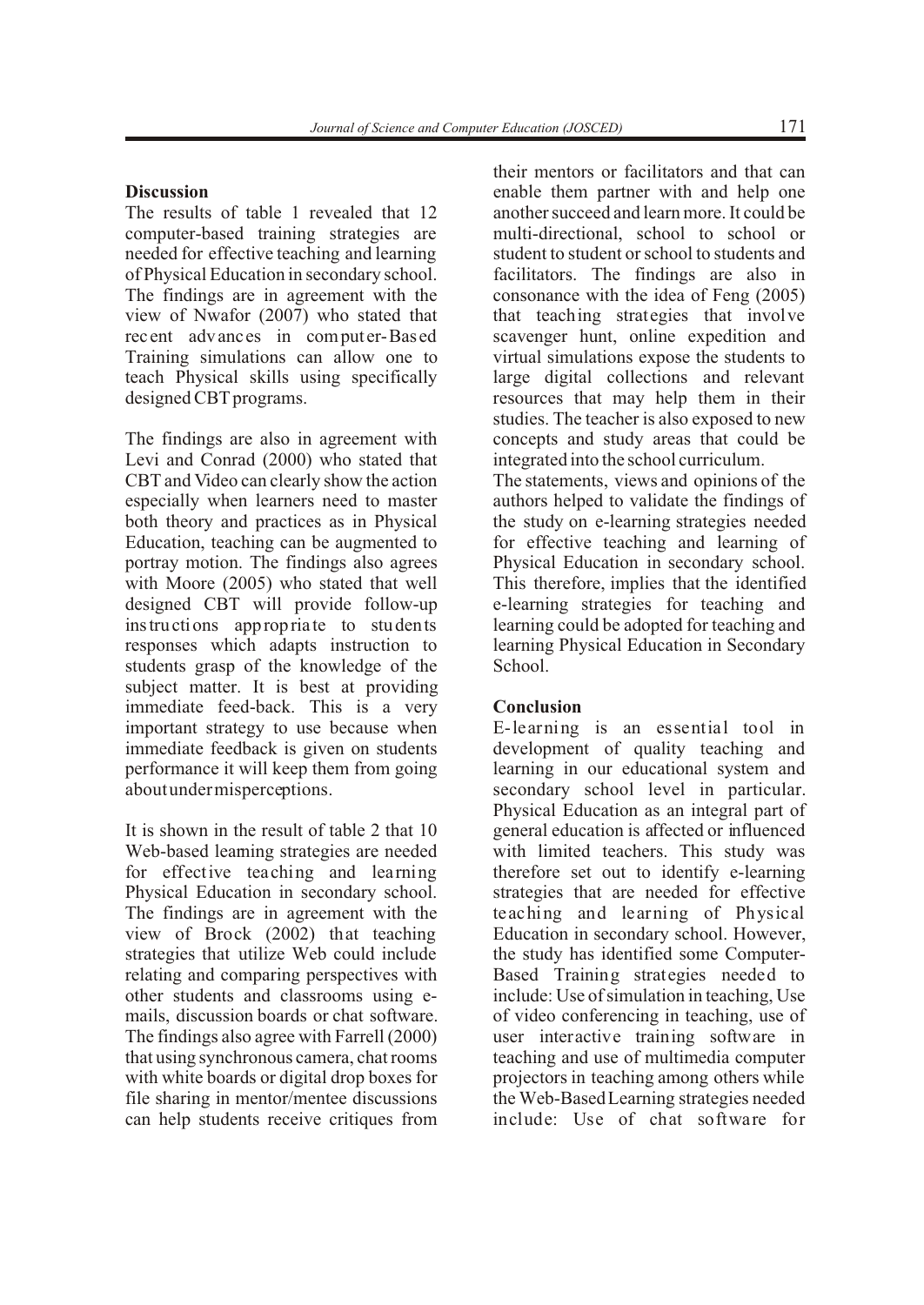## Discussion

The results of table 1 revealed that 12 computer-based training strategies are needed for effective teaching and learning of Physical Education in secondary school. The findings are in agreement with the view of Nwafor (2007) who stated that recent advances in computer-Based Training simulations can allow one to teach Physical skills using specifically designed CBT programs.

The findings are also in agreement with Levi and Conrad (2000) who stated that CBT and Video can clearly show the action especially when learners need to master both theory and practices as in Physical Education, teaching can be augmented to portray motion. The findings also agrees with Moore (2005) who stated that well designed CBT will provide follow-up instructions appropriate to students responses which adapts instruction to students grasp of the knowledge of the subject matter. It is best at providing immediate feed-back. This is a very important strategy to use because when immediate feedback is given on students performance it will keep them from going about under misperceptions.

It is shown in the result of table 2 that 10 Web-based learning strategies are needed for effective teaching and learning Physical Education in secondary school. The findings are in agreement with the view of Brock (2002) that teaching strategies that utilize Web could include relating and comparing perspectives with other students and classrooms using e-mails, discussion boards or chat software. The findings also agree with Farrell (2000) that using synchronous camera, chat rooms with white boards or digital drop boxes for file sharing in mentor/mentee discussions can help students receive critiques from their mentors or facilitators and that can enable them partner with and help one another succeed and learn more. It could be multi-directional, school to school or student to student or school to students and facilitators. The findings are also in consonance with the idea of Feng (2005) that teaching strategies that involve scavenger hunt, online expedition and virtual simulations expose the students to large digital collections and relevant resources that may help them in their studies. The teacher is also exposed to new concepts and study areas that could be integrated into the school curriculum.

The statements, views and opinions of the authors helped to validate the findings of the study on e-learning strategies needed for effective teaching and learning of Physical Education in secondary school. This therefore, implies that the identified e-learning strategies for teaching and learning could be adopted for teaching and learning Physical Education in Secondary School.

## Conclusion

E-learning is an essential tool in development of quality teaching and learning in our educational system and secondary school level in particular. Physical Education as an integral part of general education is affected or influenced with limited teachers. This study was therefore set out to identify e-learning strategies that are needed for effective teaching and learning of Physical Education in secondary school. However, the study has identified some Computer-Based Training strategies needed to include: Use of simulation in teaching, Use of video conferencing in teaching, use of user interactive training software in teaching and use of multimedia computer projectors in teaching among others while the Web-Based Learning strategies needed include: Use of chat software for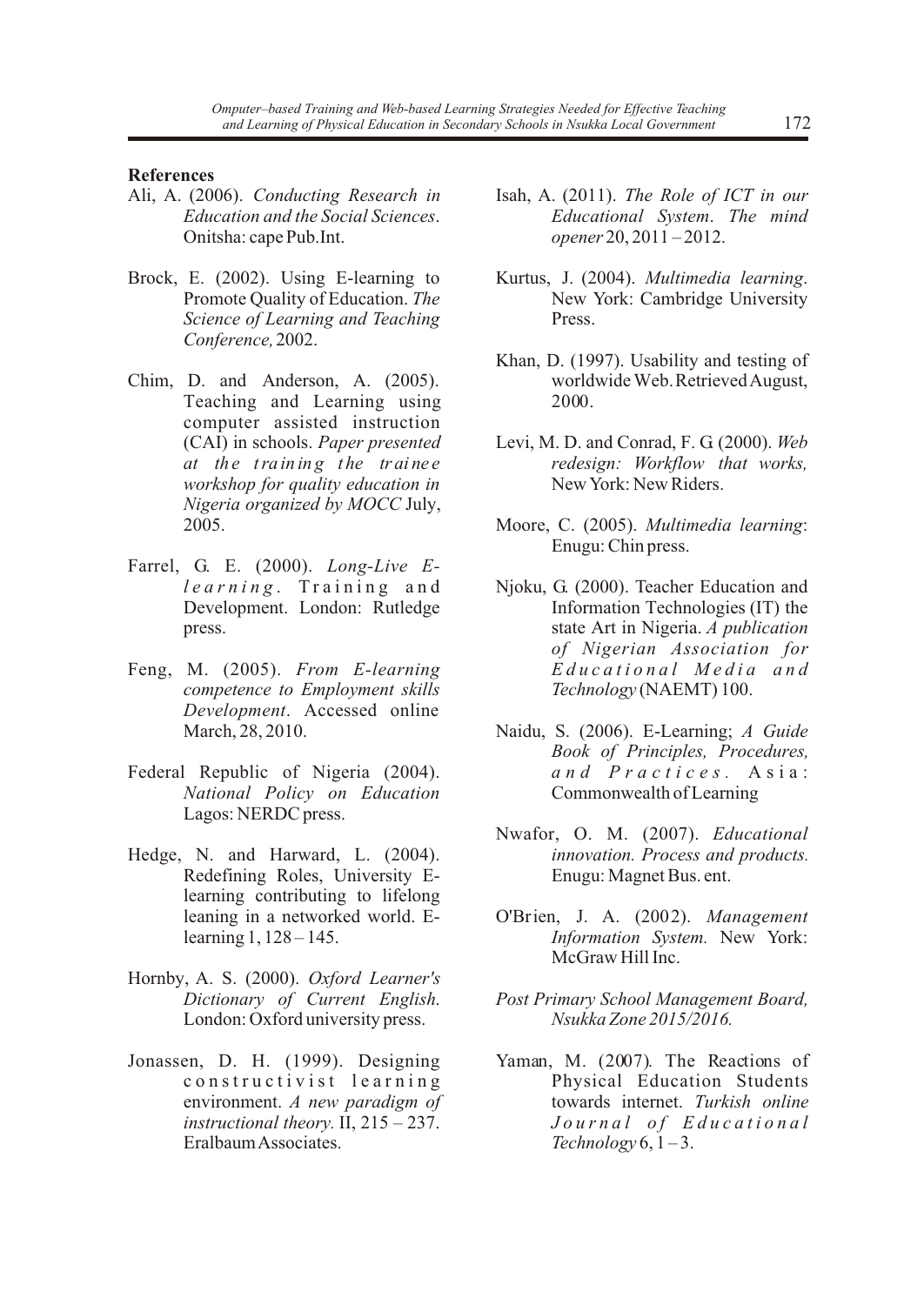**References**

Ali, A. (2006). *Conducting Research in Education and the Social Sciences*. Onitsha: cape Pub.Int.

Brock, E. (2002). Using E-learning to Promote Quality of Education. *The Science of Learning and Teaching Conference,* 2002.

Chim, D. and Anderson, A. (2005). Teaching and Learning using computer assisted instruction (CAI) in schools. *Paper presented at the training the trainee workshop for quality education in Nigeria organized by MOCC* July, 2005.

Farrel, G. E. (2000). *Long-Live E-learning*. Training and Development. London: Rutledge press.

Feng, M. (2005). *From E-learning competence to Employment skills Development*. Accessed online March, 28, 2010.

Federal Republic of Nigeria (2004). *National Policy on Education* Lagos: NERDC press.

Hedge, N. and Harward, L. (2004). Redefining Roles, University E-learning contributing to lifelong leaning in a networked world. E-learning 1, 128 – 145.

Hornby, A. S. (2000). *Oxford Learner's Dictionary of Current English.* London: Oxford university press.

Jonassen, D. H. (1999). Designing constructivist learning environment. *A new paradigm of instructional theory.* II, 215 – 237. Eralbaum Associates.

Isah, A. (2011). *The Role of ICT in our Educational System*. *The mind opener* 20, 2011 – 2012.

Kurtus, J. (2004). *Multimedia learning*. New York: Cambridge University Press.

Khan, D. (1997). Usability and testing of worldwide Web. Retrieved August, 2000.

Levi, M. D. and Conrad, F. G (2000). *Web redesign: Workflow that works,* New York: New Riders.

Moore, C. (2005). *Multimedia learning*: Enugu: Chin press.

Njoku, G. (2000). Teacher Education and Information Technologies (IT) the state Art in Nigeria. *A publication of Nigerian Association for Educational Media and Technology* (NAEMT) 100.

Naidu, S. (2006). E-Learning; *A Guide Book of Principles, Procedures, and Practices.* Asia: Commonwealth of Learning

Nwafor, O. M. (2007). *Educational innovation. Process and products.* Enugu: Magnet Bus. ent.

O'Brien, J. A. (2002). *Management Information System.* New York: McGraw Hill Inc.

*Post Primary School Management Board, Nsukka Zone 2015/2016.*

Yaman, M. (2007). The Reactions of Physical Education Students towards internet. *Turkish online Journal of Educational Technology* 6, 1 – 3.